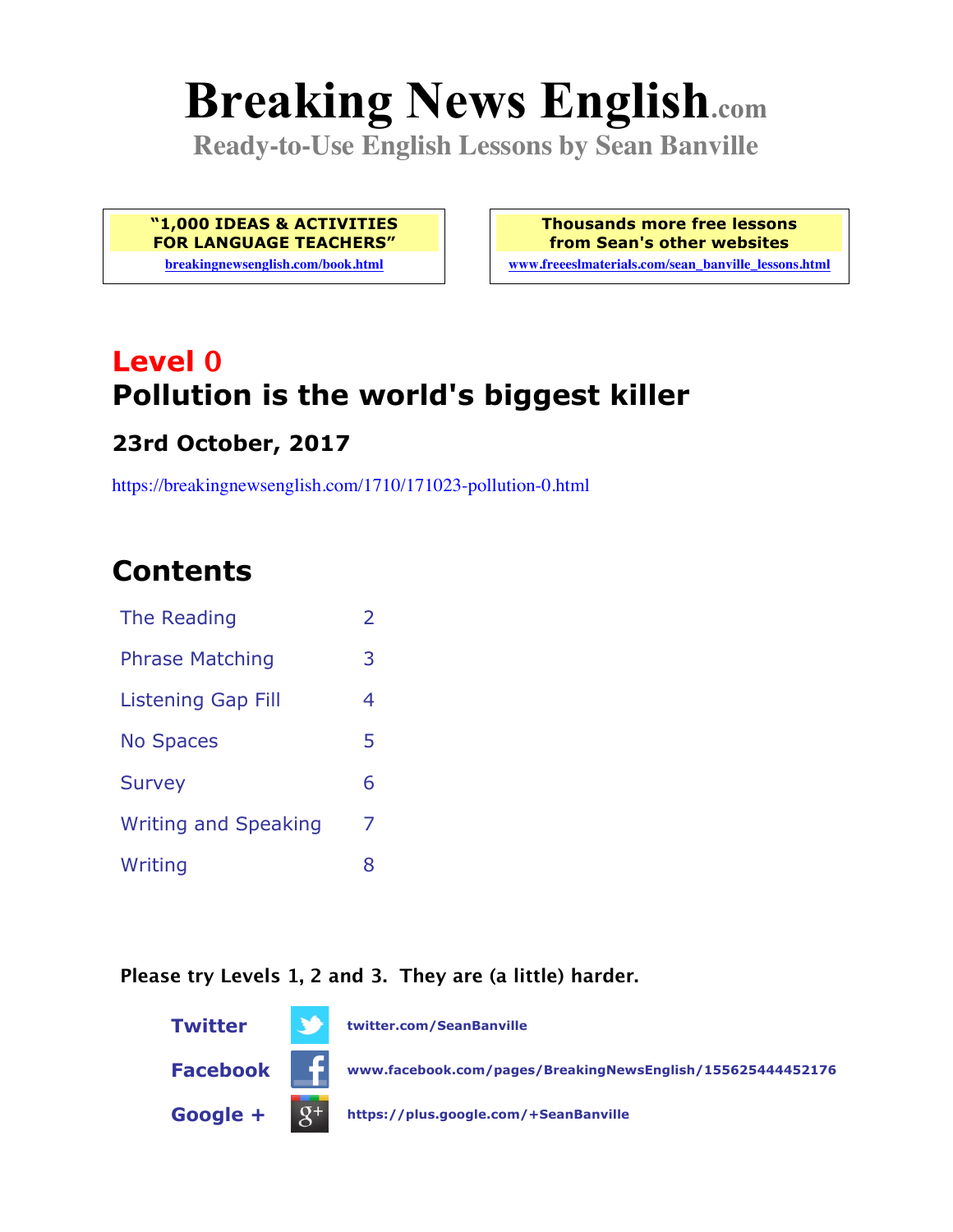# Breaking News English.com

**Ready-to-Use English Lessons by Sean Banville**

**"1,000 IDEAS & ACTIVITIES FOR LANGUAGE TEACHERS"**
breakingnewsenglish.com/book.html

**Thousands more free lessons from Sean's other websites**
www.freeeslmaterials.com/sean_banville_lessons.html

## Level 0
## Pollution is the world's biggest killer

### 23rd October, 2017

https://breakingnewsenglish.com/1710/171023-pollution-0.html

## Contents

| | |
|---|---|
| The Reading | 2 |
| Phrase Matching | 3 |
| Listening Gap Fill | 4 |
| No Spaces | 5 |
| Survey | 6 |
| Writing and Speaking | 7 |
| Writing | 8 |

**Please try Levels 1, 2 and 3. They are (a little) harder.**

**Twitter** twitter.com/SeanBanville

**Facebook** www.facebook.com/pages/BreakingNewsEnglish/155625444452176

**Google +** https://plus.google.com/+SeanBanville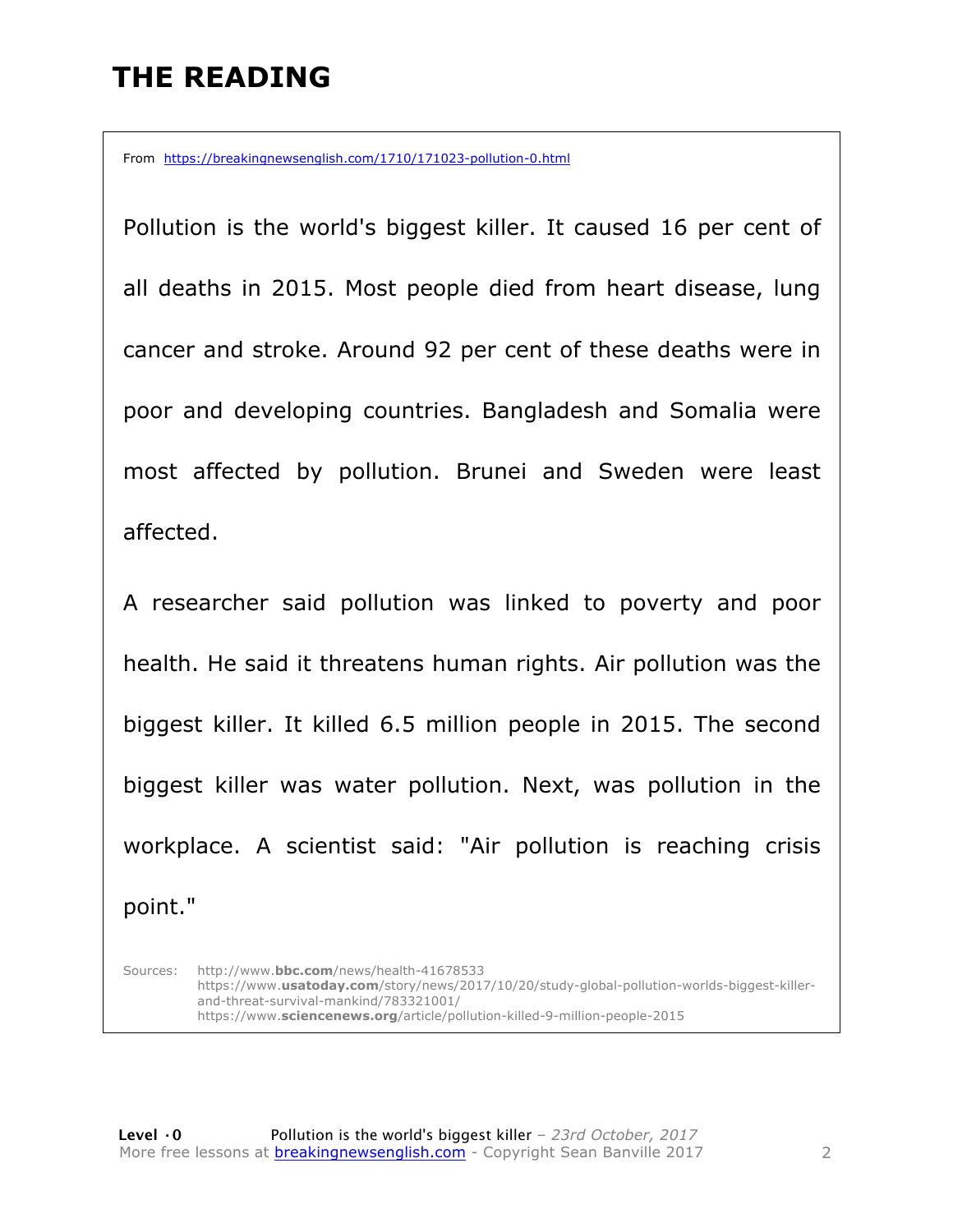# THE READING

From https://breakingnewsenglish.com/1710/171023-pollution-0.html

Pollution is the world's biggest killer. It caused 16 per cent of all deaths in 2015. Most people died from heart disease, lung cancer and stroke. Around 92 per cent of these deaths were in poor and developing countries. Bangladesh and Somalia were most affected by pollution. Brunei and Sweden were least affected.

A researcher said pollution was linked to poverty and poor health. He said it threatens human rights. Air pollution was the biggest killer. It killed 6.5 million people in 2015. The second biggest killer was water pollution. Next, was pollution in the workplace. A scientist said: "Air pollution is reaching crisis point."

Sources:
http://www.bbc.com/news/health-41678533
https://www.usatoday.com/story/news/2017/10/20/study-global-pollution-worlds-biggest-killer-and-threat-survival-mankind/783321001/
https://www.sciencenews.org/article/pollution-killed-9-million-people-2015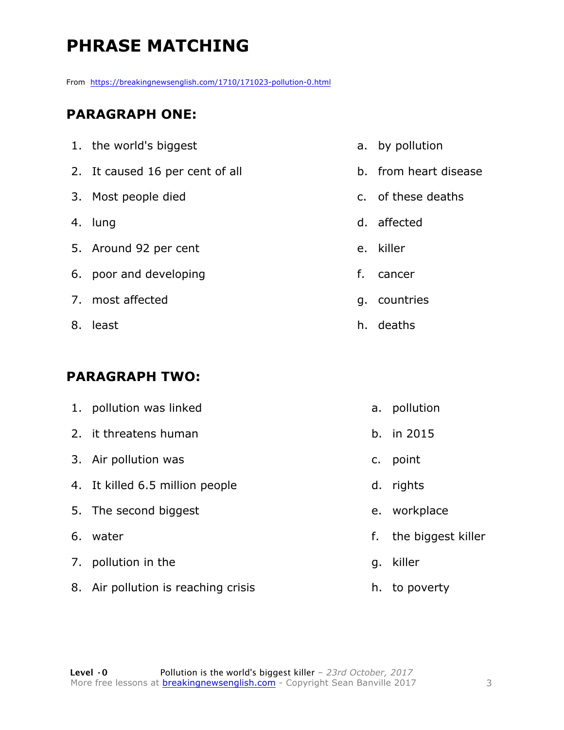# PHRASE MATCHING

From https://breakingnewsenglish.com/1710/171023-pollution-0.html

## PARAGRAPH ONE:

| | |
|---|---|
| 1. the world's biggest | a. by pollution |
| 2. It caused 16 per cent of all | b. from heart disease |
| 3. Most people died | c. of these deaths |
| 4. lung | d. affected |
| 5. Around 92 per cent | e. killer |
| 6. poor and developing | f. cancer |
| 7. most affected | g. countries |
| 8. least | h. deaths |

## PARAGRAPH TWO:

| | |
|---|---|
| 1. pollution was linked | a. pollution |
| 2. it threatens human | b. in 2015 |
| 3. Air pollution was | c. point |
| 4. It killed 6.5 million people | d. rights |
| 5. The second biggest | e. workplace |
| 6. water | f. the biggest killer |
| 7. pollution in the | g. killer |
| 8. Air pollution is reaching crisis | h. to poverty |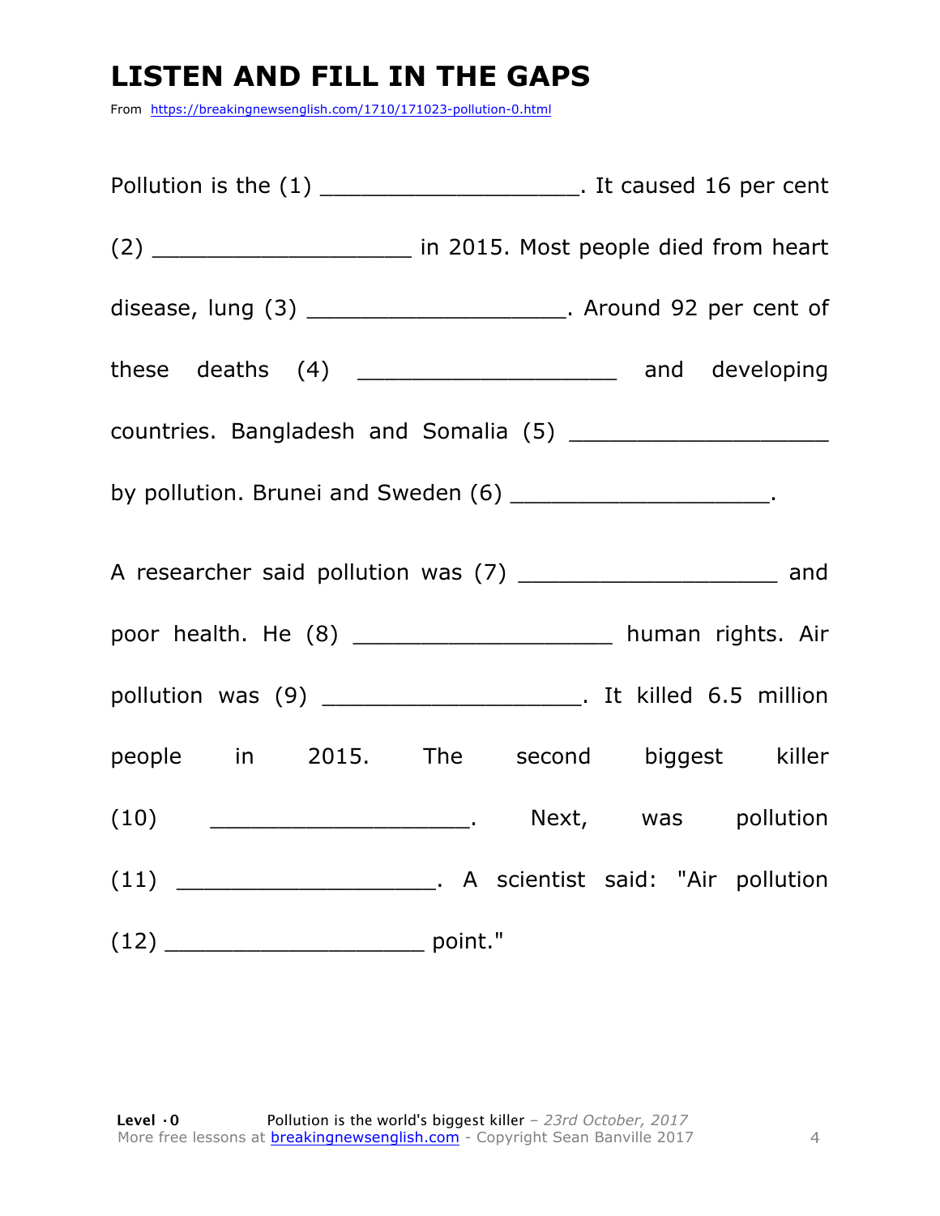# LISTEN AND FILL IN THE GAPS

From https://breakingnewsenglish.com/1710/171023-pollution-0.html

Pollution is the (1) ___________________. It caused 16 per cent (2) ___________________ in 2015. Most people died from heart disease, lung (3) ___________________. Around 92 per cent of these deaths (4) ___________________ and developing countries. Bangladesh and Somalia (5) ___________________ by pollution. Brunei and Sweden (6) ___________________.

A researcher said pollution was (7) ___________________ and poor health. He (8) ___________________ human rights. Air pollution was (9) ___________________. It killed 6.5 million people in 2015. The second biggest killer (10) ___________________. Next, was pollution (11) ___________________. A scientist said: "Air pollution (12) ___________________ point."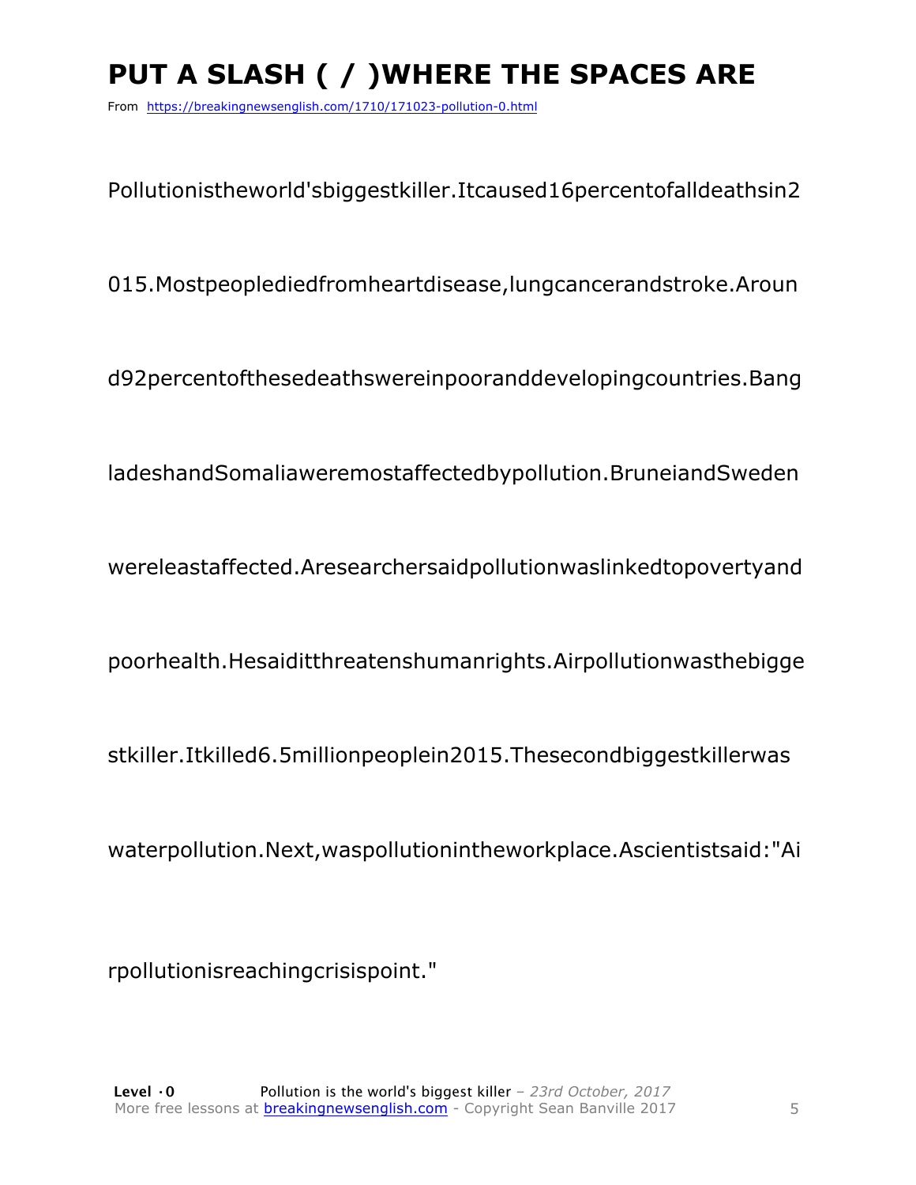# PUT A SLASH ( / )WHERE THE SPACES ARE

From https://breakingnewsenglish.com/1710/171023-pollution-0.html

Pollutionistheworld'sbiggestkiller.Itcaused16percentofalldeathsin2

015.Mostpeoplediedfromheartdisease,lungcancerandstroke.Aroun

d92percentofthesedeathswereinpooranddevelopingcountries.Bang

ladeshandSomaliaweremostaffectedbypollution.BruneiandSweden

wereleastaffected.Aresearchersaidpollutionwaslinkedtopovertyand

poorhealth.Hesaiditthreatenshumanrights.Airpollutionwasthebigge

stkiller.Itkilled6.5millionpeoplein2015.Thesecondbiggestkillerwas

waterpollution.Next,waspollutionintheworkplace.Ascientistsaid:"Ai

rpollutionisreachingcrisispoint."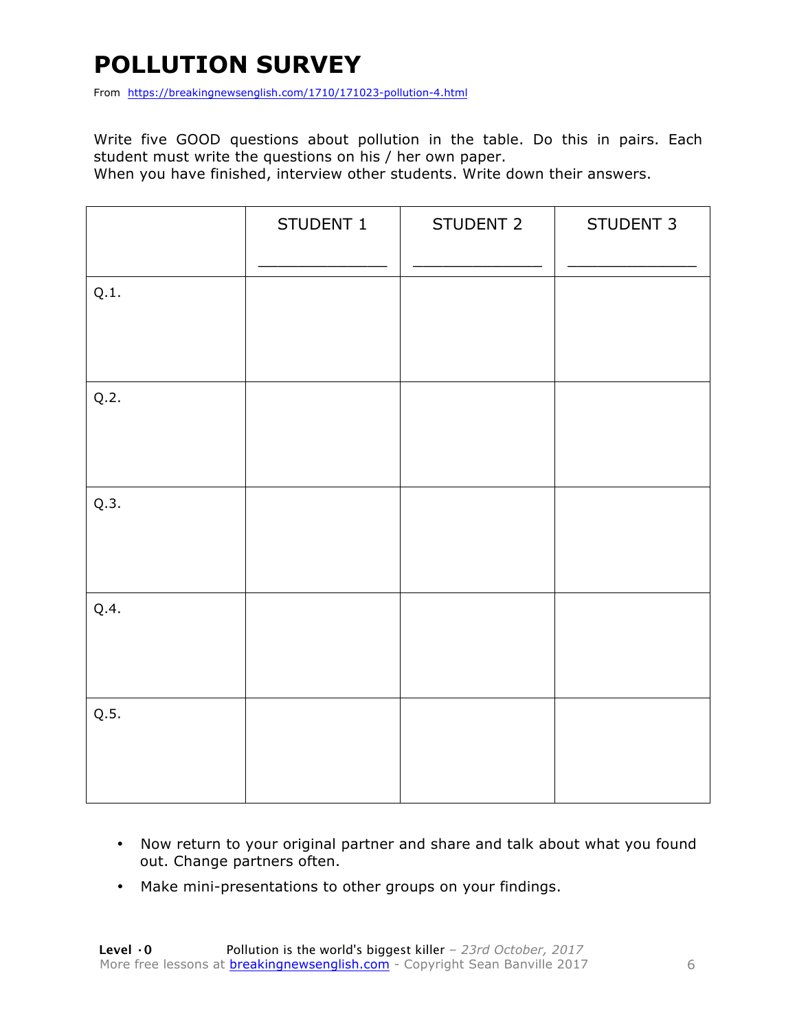# POLLUTION SURVEY

From https://breakingnewsenglish.com/1710/171023-pollution-4.html

Write five GOOD questions about pollution in the table. Do this in pairs. Each student must write the questions on his / her own paper.
When you have finished, interview other students. Write down their answers.

| | STUDENT 1<br>_____________ | STUDENT 2<br>_____________ | STUDENT 3<br>_____________ |
|---|---|---|---|
| Q.1. | | | |
| Q.2. | | | |
| Q.3. | | | |
| Q.4. | | | |
| Q.5. | | | |

- Now return to your original partner and share and talk about what you found out. Change partners often.
- Make mini-presentations to other groups on your findings.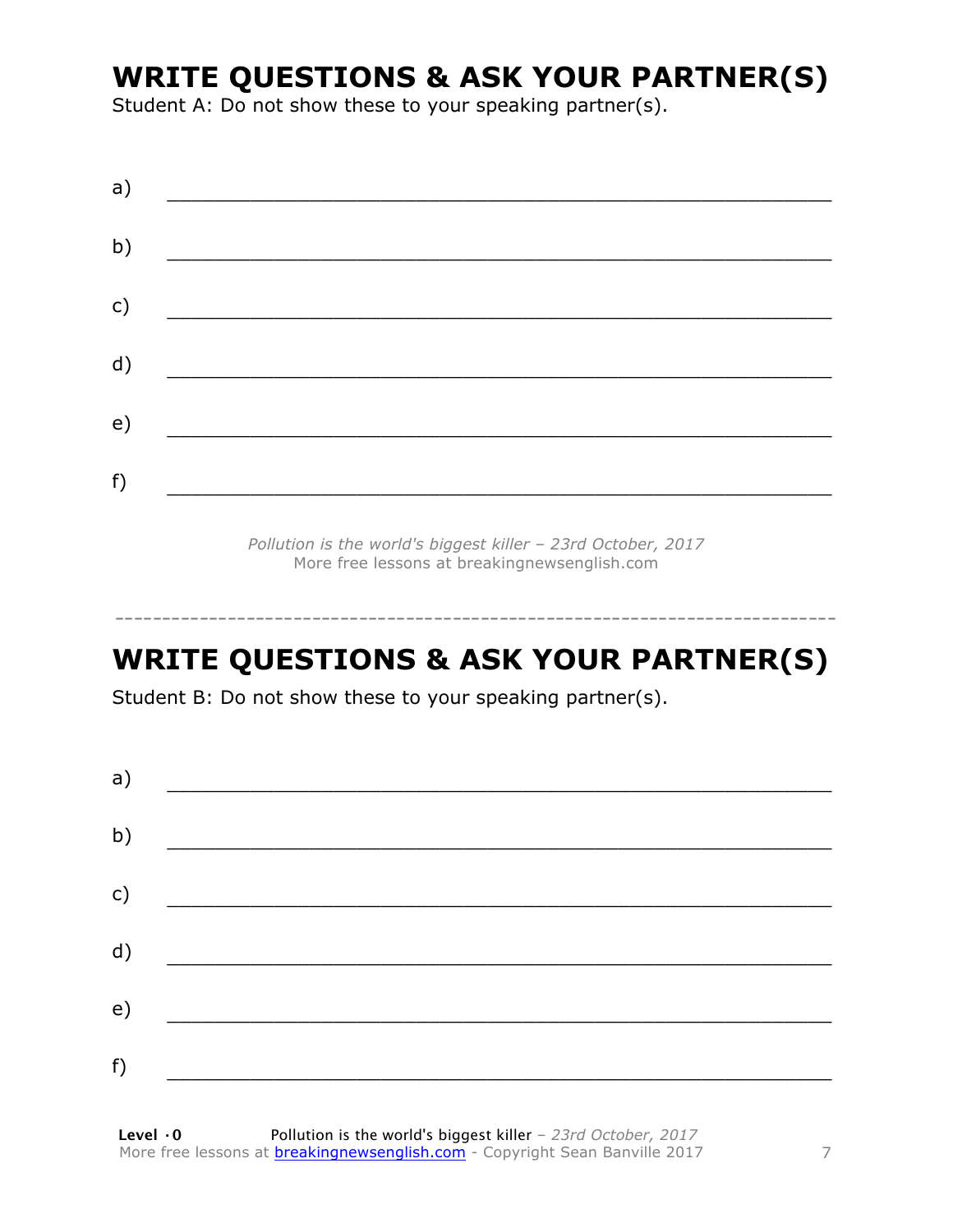# WRITE QUESTIONS & ASK YOUR PARTNER(S)

Student A: Do not show these to your speaking partner(s).

a) ___________________________________________________________

b) ___________________________________________________________

c) ___________________________________________________________

d) ___________________________________________________________

e) ___________________________________________________________

f) ___________________________________________________________

*Pollution is the world's biggest killer – 23rd October, 2017*
More free lessons at breakingnewsenglish.com

---

# WRITE QUESTIONS & ASK YOUR PARTNER(S)

Student B: Do not show these to your speaking partner(s).

a) ___________________________________________________________

b) ___________________________________________________________

c) ___________________________________________________________

d) ___________________________________________________________

e) ___________________________________________________________

f) ___________________________________________________________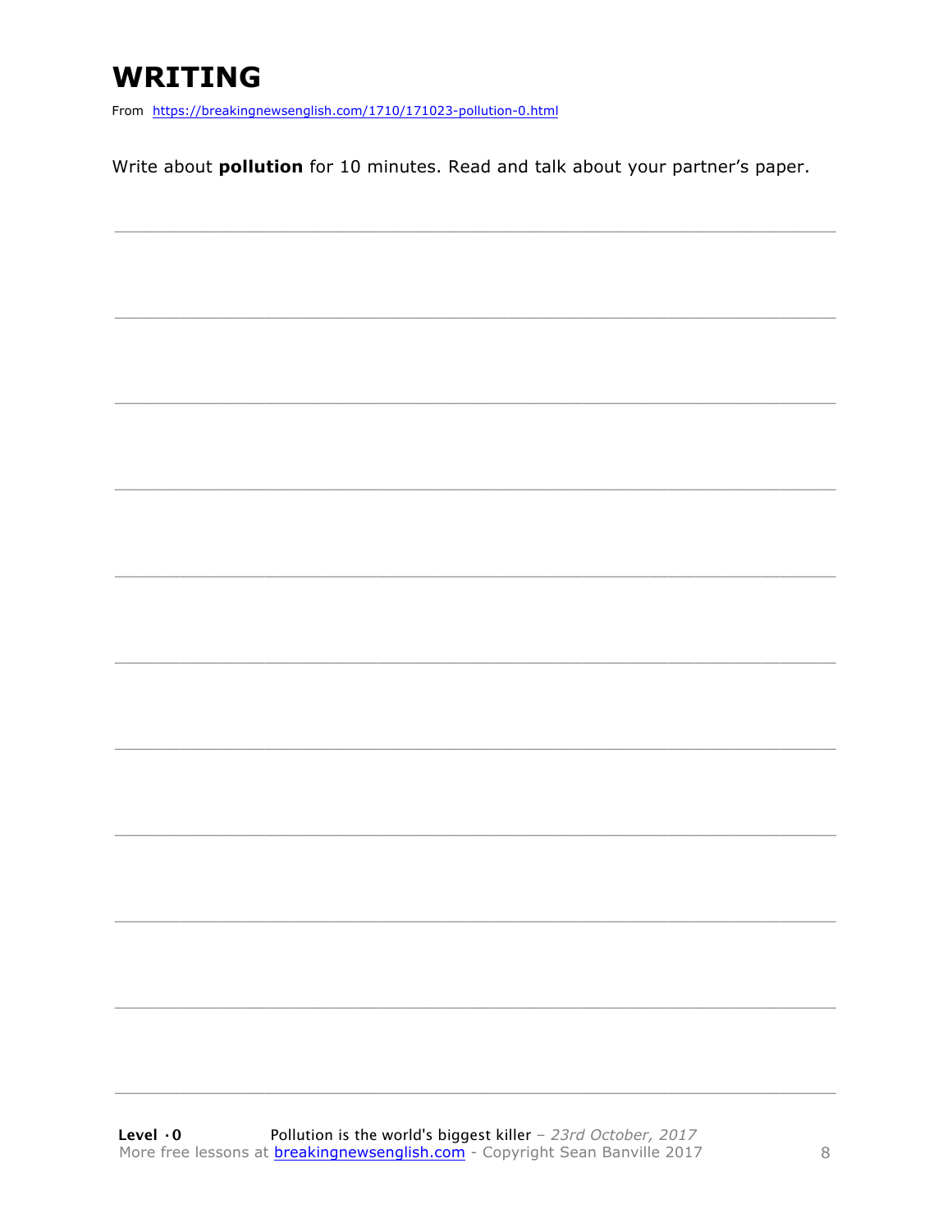# WRITING

From https://breakingnewsenglish.com/1710/171023-pollution-0.html

Write about **pollution** for 10 minutes. Read and talk about your partner's paper.

___________________________________________________________________________

___________________________________________________________________________

___________________________________________________________________________

___________________________________________________________________________

___________________________________________________________________________

___________________________________________________________________________

___________________________________________________________________________

___________________________________________________________________________

___________________________________________________________________________

___________________________________________________________________________

___________________________________________________________________________